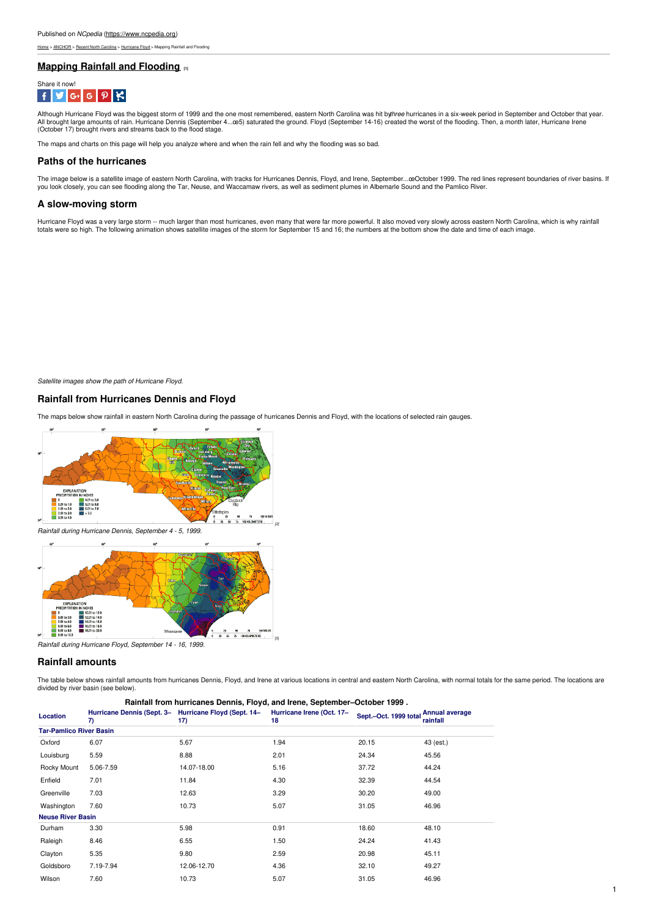Published on *NCpedia* (https://www.ncpedia.org)

Home > ANCHOR > Recent North Carolina > Hurricane Floyd > Mapping Rainfall and Flooding

## Mapping Rainfall and Flooding [1]

Share it now!

Although Hurricane Floyd was the biggest storm of 1999 and the one most remembered, eastern North Carolina was hit by *three* hurricanes in a six-week period in September and October that year. All brought large amounts of rain. Hurricane Dennis (September 4...œ5) saturated the ground. Floyd (September 14-16) created the worst of the flooding. Then, a month later, Hurricane Irene (October 17) brought rivers and streams back to the flood stage.

The maps and charts on this page will help you analyze where and when the rain fell and why the flooding was so bad.

### Paths of the hurricanes

The image below is a satellite image of eastern North Carolina, with tracks for Hurricanes Dennis, Floyd, and Irene, September...œOctober 1999. The red lines represent boundaries of river basins. If you look closely, you can see flooding along the Tar, Neuse, and Waccamaw rivers, as well as sediment plumes in Albemarle Sound and the Pamlico River.

### A slow-moving storm

Hurricane Floyd was a very large storm -- much larger than most hurricanes, even many that were far more powerful. It also moved very slowly across eastern North Carolina, which is why rainfall totals were so high. The following animation shows satellite images of the storm for September 15 and 16; the numbers at the bottom show the date and time of each image.

*Satellite images show the path of Hurricane Floyd.*

### Rainfall from Hurricanes Dennis and Floyd

The maps below show rainfall in eastern North Carolina during the passage of hurricanes Dennis and Floyd, with the locations of selected rain gauges.

[2]

*Rainfall during Hurricane Dennis, September 4 - 5, 1999.*

[3]

*Rainfall during Hurricane Floyd, September 14 - 16, 1999.*

### Rainfall amounts

The table below shows rainfall amounts from hurricanes Dennis, Floyd, and Irene at various locations in central and eastern North Carolina, with normal totals for the same period. The locations are divided by river basin (see below).

**Rainfall from hurricanes Dennis, Floyd, and Irene, September–October 1999 .**

| Location | Hurricane Dennis (Sept. 3–7) | Hurricane Floyd (Sept. 14–17) | Hurricane Irene (Oct. 17–18 | Sept.–Oct. 1999 total | Annual average rainfall |
|---|---|---|---|---|---|
| **Tar-Pamlico River Basin** | | | | | |
| Oxford | 6.07 | 5.67 | 1.94 | 20.15 | 43 (est.) |
| Louisburg | 5.59 | 8.88 | 2.01 | 24.34 | 45.56 |
| Rocky Mount | 5.06-7.59 | 14.07-18.00 | 5.16 | 37.72 | 44.24 |
| Enfield | 7.01 | 11.84 | 4.30 | 32.39 | 44.54 |
| Greenville | 7.03 | 12.63 | 3.29 | 30.20 | 49.00 |
| Washington | 7.60 | 10.73 | 5.07 | 31.05 | 46.96 |
| **Neuse River Basin** | | | | | |
| Durham | 3.30 | 5.98 | 0.91 | 18.60 | 48.10 |
| Raleigh | 8.46 | 6.55 | 1.50 | 24.24 | 41.43 |
| Clayton | 5.35 | 9.80 | 2.59 | 20.98 | 45.11 |
| Goldsboro | 7.19-7.94 | 12.06-12.70 | 4.36 | 32.10 | 49.27 |
| Wilson | 7.60 | 10.73 | 5.07 | 31.05 | 46.96 |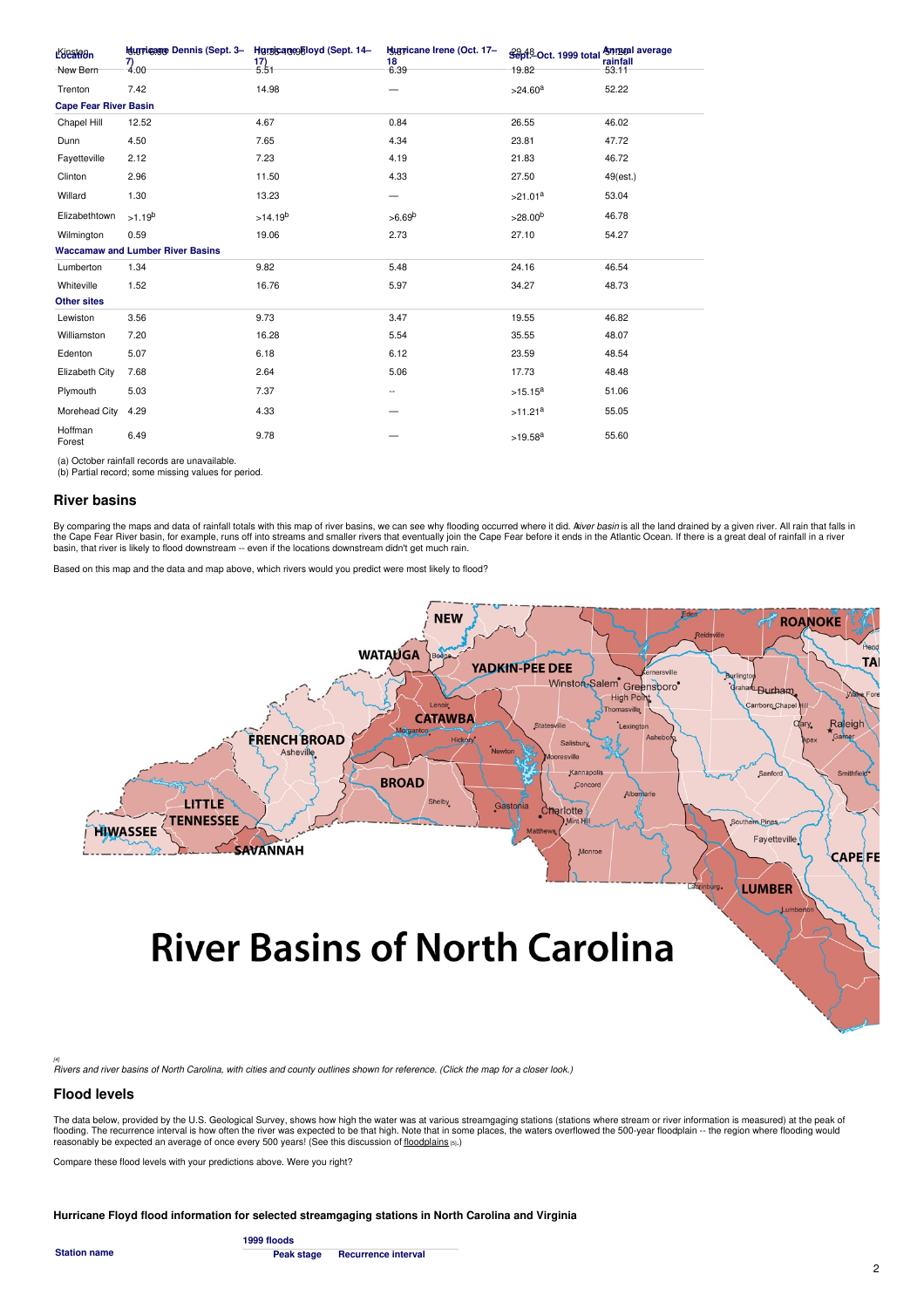| Location | Hurricane Dennis (Sept. 3–7) | Hurricane Floyd (Sept. 14–17) | Hurricane Irene (Oct. 17–18 | Sept.–Oct. 1999 total | Annual average rainfall |
|---|---|---|---|---|---|
| Kinston | 6.60 | 16.06 | 6.37 | 29.48 | 51.91 |
| New Bern | 4.00 | 5.51 | 6.39 | 19.82 | 53.11 |
| Trenton | 7.42 | 14.98 | — | >24.60[a] | 52.22 |
| **Cape Fear River Basin** | | | | | |
| Chapel Hill | 12.52 | 4.67 | 0.84 | 26.55 | 46.02 |
| Dunn | 4.50 | 7.65 | 4.34 | 23.81 | 47.72 |
| Fayetteville | 2.12 | 7.23 | 4.19 | 21.83 | 46.72 |
| Clinton | 2.96 | 11.50 | 4.33 | 27.50 | 49(est.) |
| Willard | 1.30 | 13.23 | — | >21.01[a] | 53.04 |
| Elizabethtown | >1.19[b] | >14.19[b] | >6.69[b] | >28.00[b] | 46.78 |
| Wilmington | 0.59 | 19.06 | 2.73 | 27.10 | 54.27 |
| **Waccamaw and Lumber River Basins** | | | | | |
| Lumberton | 1.34 | 9.82 | 5.48 | 24.16 | 46.54 |
| Whiteville | 1.52 | 16.76 | 5.97 | 34.27 | 48.73 |
| **Other sites** | | | | | |
| Lewiston | 3.56 | 9.73 | 3.47 | 19.55 | 46.82 |
| Williamston | 7.20 | 16.28 | 5.54 | 35.55 | 48.07 |
| Edenton | 5.07 | 6.18 | 6.12 | 23.59 | 48.54 |
| Elizabeth City | 7.68 | 2.64 | 5.06 | 17.73 | 48.48 |
| Plymouth | 5.03 | 7.37 | -- | >15.15[a] | 51.06 |
| Morehead City | 4.29 | 4.33 | — | >11.21[a] | 55.05 |
| Hoffman Forest | 6.49 | 9.78 | — | >19.58[a] | 55.60 |

(a) October rainfall records are unavailable.
(b) Partial record; some missing values for period.

## River basins

By comparing the maps and data of rainfall totals with this map of river basins, we can see why flooding occurred where it did. A *river basin* is all the land drained by a given river. All rain that falls in the Cape Fear River basin, for example, runs off into streams and smaller rivers that eventually join the Cape Fear before it ends in the Atlantic Ocean. If there is a great deal of rainfall in a river basin, that river is likely to flood downstream -- even if the locations downstream didn't get much rain.

Based on this map and the data and map above, which rivers would you predict were most likely to flood?

**River Basins of North Carolina**

[4]
*Rivers and river basins of North Carolina, with cities and county outlines shown for reference. (Click the map for a closer look.)*

## Flood levels

The data below, provided by the U.S. Geological Survey, shows how high the water was at various streamgaging stations (stations where stream or river information is measured) at the peak of flooding. The recurrence interval is how often the river was expected to be that high. Note that in some places, the waters overflowed the 500-year floodplain -- the region where flooding would reasonably be expected an average of once every 500 years! (See this discussion of floodplains [5].)

Compare these flood levels with your predictions above. Were you right?

### Hurricane Floyd flood information for selected streamgaging stations in North Carolina and Virginia

| Station name | 1999 floods | |
|---|---|---|
| | Peak stage | Recurrence interval |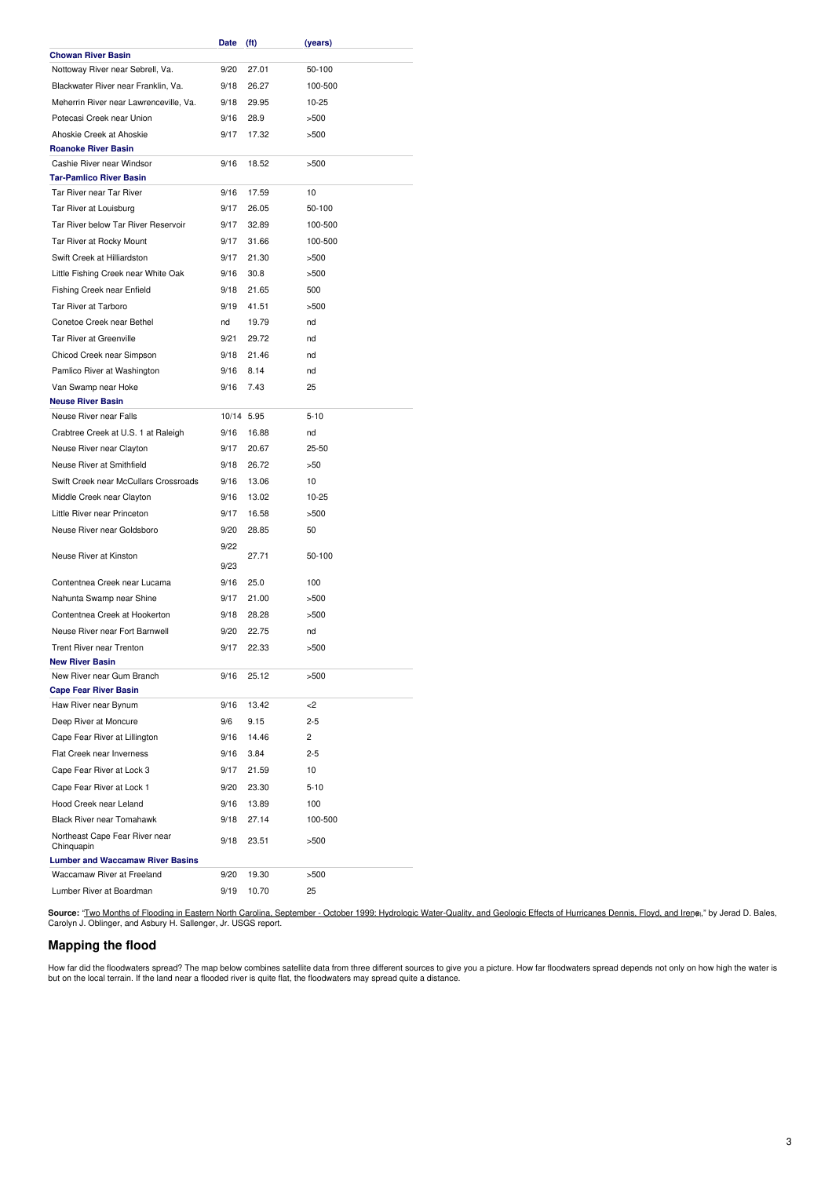| | Date | (ft) | (years) |
|---|---|---|---|
| **Chowan River Basin** | | | |
| Nottoway River near Sebrell, Va. | 9/20 | 27.01 | 50-100 |
| Blackwater River near Franklin, Va. | 9/18 | 26.27 | 100-500 |
| Meherrin River near Lawrenceville, Va. | 9/18 | 29.95 | 10-25 |
| Potecasi Creek near Union | 9/16 | 28.9 | >500 |
| Ahoskie Creek at Ahoskie | 9/17 | 17.32 | >500 |
| **Roanoke River Basin** | | | |
| Cashie River near Windsor | 9/16 | 18.52 | >500 |
| **Tar-Pamlico River Basin** | | | |
| Tar River near Tar River | 9/16 | 17.59 | 10 |
| Tar River at Louisburg | 9/17 | 26.05 | 50-100 |
| Tar River below Tar River Reservoir | 9/17 | 32.89 | 100-500 |
| Tar River at Rocky Mount | 9/17 | 31.66 | 100-500 |
| Swift Creek at Hilliardston | 9/17 | 21.30 | >500 |
| Little Fishing Creek near White Oak | 9/16 | 30.8 | >500 |
| Fishing Creek near Enfield | 9/18 | 21.65 | 500 |
| Tar River at Tarboro | 9/19 | 41.51 | >500 |
| Conetoe Creek near Bethel | nd | 19.79 | nd |
| Tar River at Greenville | 9/21 | 29.72 | nd |
| Chicod Creek near Simpson | 9/18 | 21.46 | nd |
| Pamlico River at Washington | 9/16 | 8.14 | nd |
| Van Swamp near Hoke | 9/16 | 7.43 | 25 |
| **Neuse River Basin** | | | |
| Neuse River near Falls | 10/14 | 5.95 | 5-10 |
| Crabtree Creek at U.S. 1 at Raleigh | 9/16 | 16.88 | nd |
| Neuse River near Clayton | 9/17 | 20.67 | 25-50 |
| Neuse River at Smithfield | 9/18 | 26.72 | >50 |
| Swift Creek near McCullars Crossroads | 9/16 | 13.06 | 10 |
| Middle Creek near Clayton | 9/16 | 13.02 | 10-25 |
| Little River near Princeton | 9/17 | 16.58 | >500 |
| Neuse River near Goldsboro | 9/20 | 28.85 | 50 |
| Neuse River at Kinston | 9/22 9/23 | 27.71 | 50-100 |
| Contentnea Creek near Lucama | 9/16 | 25.0 | 100 |
| Nahunta Swamp near Shine | 9/17 | 21.00 | >500 |
| Contentnea Creek at Hookerton | 9/18 | 28.28 | >500 |
| Neuse River near Fort Barnwell | 9/20 | 22.75 | nd |
| Trent River near Trenton | 9/17 | 22.33 | >500 |
| **New River Basin** | | | |
| New River near Gum Branch | 9/16 | 25.12 | >500 |
| **Cape Fear River Basin** | | | |
| Haw River near Bynum | 9/16 | 13.42 | <2 |
| Deep River at Moncure | 9/6 | 9.15 | 2-5 |
| Cape Fear River at Lillington | 9/16 | 14.46 | 2 |
| Flat Creek near Inverness | 9/16 | 3.84 | 2-5 |
| Cape Fear River at Lock 3 | 9/17 | 21.59 | 10 |
| Cape Fear River at Lock 1 | 9/20 | 23.30 | 5-10 |
| Hood Creek near Leland | 9/16 | 13.89 | 100 |
| Black River near Tomahawk | 9/18 | 27.14 | 100-500 |
| Northeast Cape Fear River near Chinquapin | 9/18 | 23.51 | >500 |
| **Lumber and Waccamaw River Basins** | | | |
| Waccamaw River at Freeland | 9/20 | 19.30 | >500 |
| Lumber River at Boardman | 9/19 | 10.70 | 25 |

**Source:** "Two Months of Flooding in Eastern North Carolina, September - October 1999: Hydrologic Water-Quality, and Geologic Effects of Hurricanes Dennis, Floyd, and Irene," by Jerad D. Bales, Carolyn J. Oblinger, and Asbury H. Sallenger, Jr. USGS report.

## Mapping the flood

How far did the floodwaters spread? The map below combines satellite data from three different sources to give you a picture. How far floodwaters spread depends not only on how high the water is but on the local terrain. If the land near a flooded river is quite flat, the floodwaters may spread quite a distance.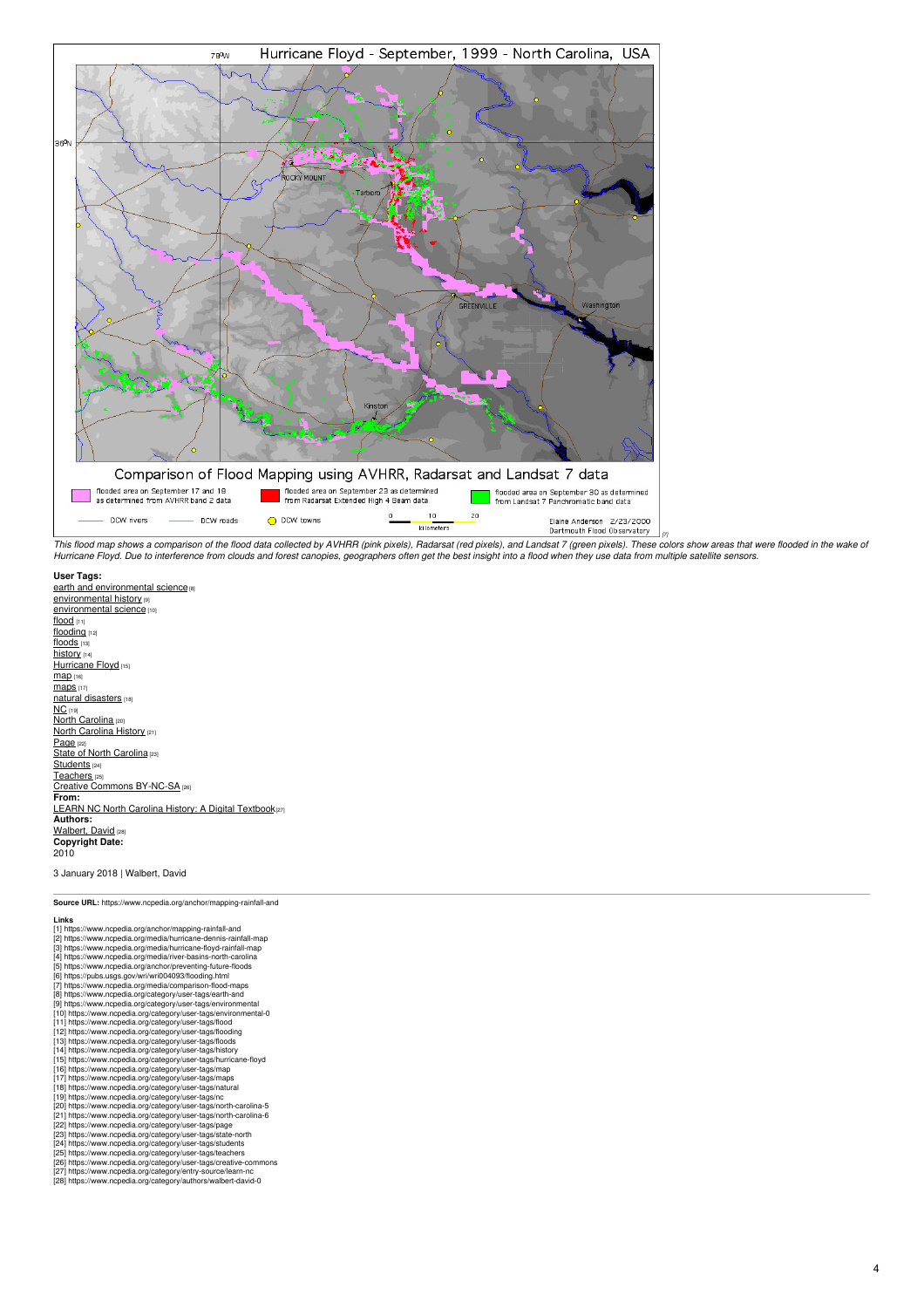Hurricane Floyd - September, 1999 - North Carolina, USA

78°W

36°N

ROCKY MOUNT

Tarboro

GREENVILLE

Washington

Kinston

Comparison of Flood Mapping using AVHRR, Radarsat and Landsat 7 data

flooded area on September 17 and 18 as determined from AVHRR band 2 data

flooded area on September 23 as determined from Radarsat Extended High 4 Beam data

flooded area on September 30 as determined from Landsat 7 Panchromatic band data

DCW rivers

DCW roads

DCW towns

0 10 20

kilometers

Elaine Anderson 2/23/2000

Dartmouth Flood Observatory

[7]

*This flood map shows a comparison of the flood data collected by AVHRR (pink pixels), Radarsat (red pixels), and Landsat 7 (green pixels). These colors show areas that were flooded in the wake of Hurricane Floyd. Due to interference from clouds and forest canopies, geographers often get the best insight into a flood when they use data from multiple satellite sensors.*

**User Tags:**

earth and environmental science [8]
environmental history [9]
environmental science [10]
flood [11]
flooding [12]
floods [13]
history [14]
Hurricane Floyd [15]
map [16]
maps [17]
natural disasters [18]
NC [19]
North Carolina [20]
North Carolina History [21]
Page [22]
State of North Carolina [23]
Students [24]
Teachers [25]
Creative Commons BY-NC-SA [26]

**From:**

LEARN NC North Carolina History: A Digital Textbook [27]

**Authors:**

Walbert, David [28]

**Copyright Date:**

2010

3 January 2018 | Walbert, David

**Source URL:** https://www.ncpedia.org/anchor/mapping-rainfall-and

**Links**

[1] https://www.ncpedia.org/anchor/mapping-rainfall-and
[2] https://www.ncpedia.org/media/hurricane-dennis-rainfall-map
[3] https://www.ncpedia.org/media/hurricane-floyd-rainfall-map
[4] https://www.ncpedia.org/media/river-basins-north-carolina
[5] https://www.ncpedia.org/anchor/preventing-future-floods
[6] https://pubs.usgs.gov/wri/wri004093/flooding.html
[7] https://www.ncpedia.org/media/comparison-flood-maps
[8] https://www.ncpedia.org/category/user-tags/earth-and
[9] https://www.ncpedia.org/category/user-tags/environmental
[10] https://www.ncpedia.org/category/user-tags/environmental-0
[11] https://www.ncpedia.org/category/user-tags/flood
[12] https://www.ncpedia.org/category/user-tags/flooding
[13] https://www.ncpedia.org/category/user-tags/floods
[14] https://www.ncpedia.org/category/user-tags/history
[15] https://www.ncpedia.org/category/user-tags/hurricane-floyd
[16] https://www.ncpedia.org/category/user-tags/map
[17] https://www.ncpedia.org/category/user-tags/maps
[18] https://www.ncpedia.org/category/user-tags/natural
[19] https://www.ncpedia.org/category/user-tags/nc
[20] https://www.ncpedia.org/category/user-tags/north-carolina-5
[21] https://www.ncpedia.org/category/user-tags/north-carolina-6
[22] https://www.ncpedia.org/category/user-tags/page
[23] https://www.ncpedia.org/category/user-tags/state-north
[24] https://www.ncpedia.org/category/user-tags/students
[25] https://www.ncpedia.org/category/user-tags/teachers
[26] https://www.ncpedia.org/category/user-tags/creative-commons
[27] https://www.ncpedia.org/category/entry-source/learn-nc
[28] https://www.ncpedia.org/category/authors/walbert-david-0